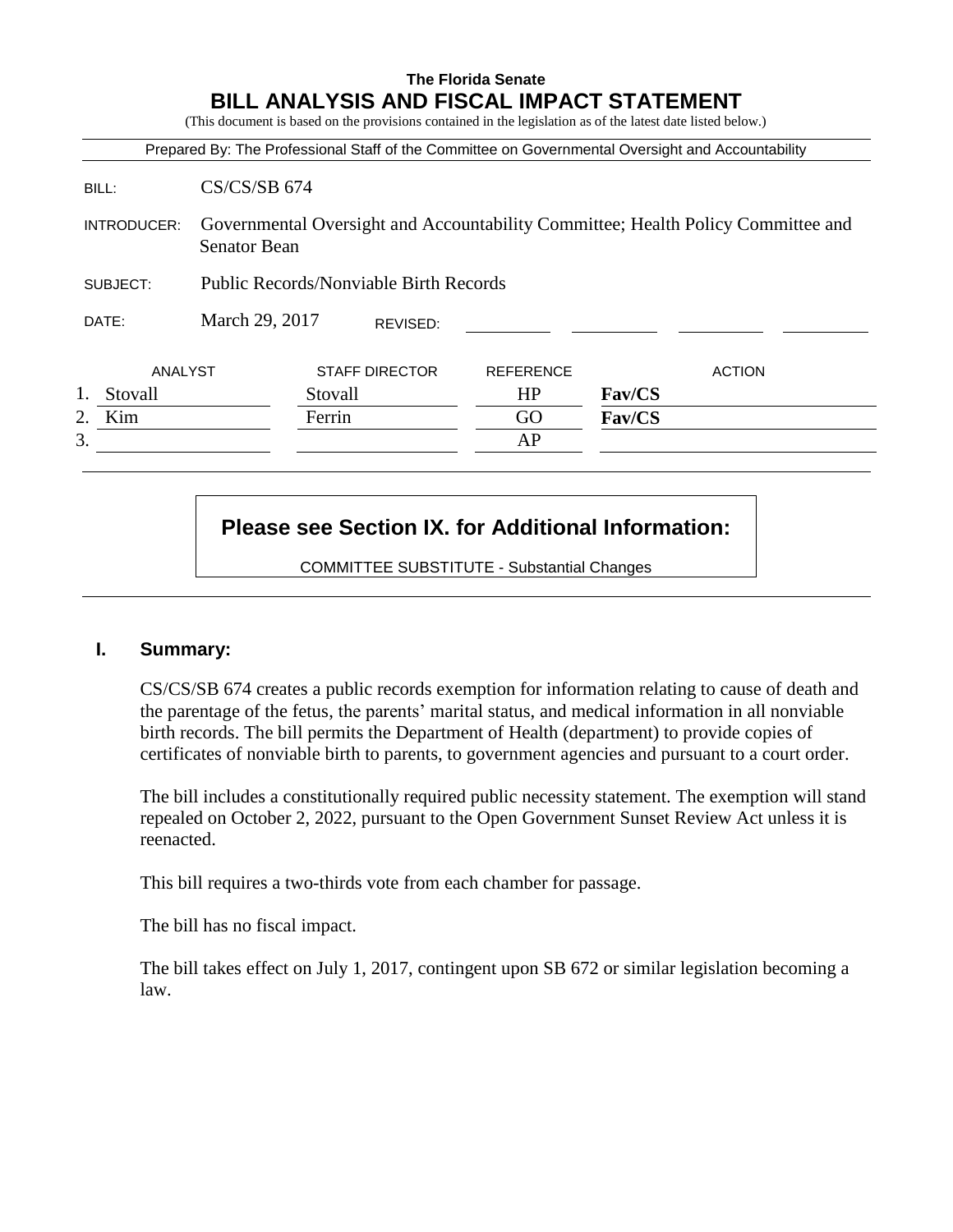**The Florida Senate**

# BILL ANALYSIS AND FISCAL IMPACT STATEMENT

(This document is based on the provisions contained in the legislation as of the latest date listed below.)

Prepared By: The Professional Staff of the Committee on Governmental Oversight and Accountability

BILL: CS/CS/SB 674

INTRODUCER: Governmental Oversight and Accountability Committee; Health Policy Committee and Senator Bean

SUBJECT: Public Records/Nonviable Birth Records

DATE: March 29, 2017 REVISED:

| | ANALYST | STAFF DIRECTOR | REFERENCE | ACTION |
|---|---|---|---|---|
| 1. | Stovall | Stovall | HP | **Fav/CS** |
| 2. | Kim | Ferrin | GO | **Fav/CS** |
| 3. | | | AP | |

**Please see Section IX. for Additional Information:**

COMMITTEE SUBSTITUTE - Substantial Changes

## I. Summary:

CS/CS/SB 674 creates a public records exemption for information relating to cause of death and the parentage of the fetus, the parents' marital status, and medical information in all nonviable birth records. The bill permits the Department of Health (department) to provide copies of certificates of nonviable birth to parents, to government agencies and pursuant to a court order.

The bill includes a constitutionally required public necessity statement. The exemption will stand repealed on October 2, 2022, pursuant to the Open Government Sunset Review Act unless it is reenacted.

This bill requires a two-thirds vote from each chamber for passage.

The bill has no fiscal impact.

The bill takes effect on July 1, 2017, contingent upon SB 672 or similar legislation becoming a law.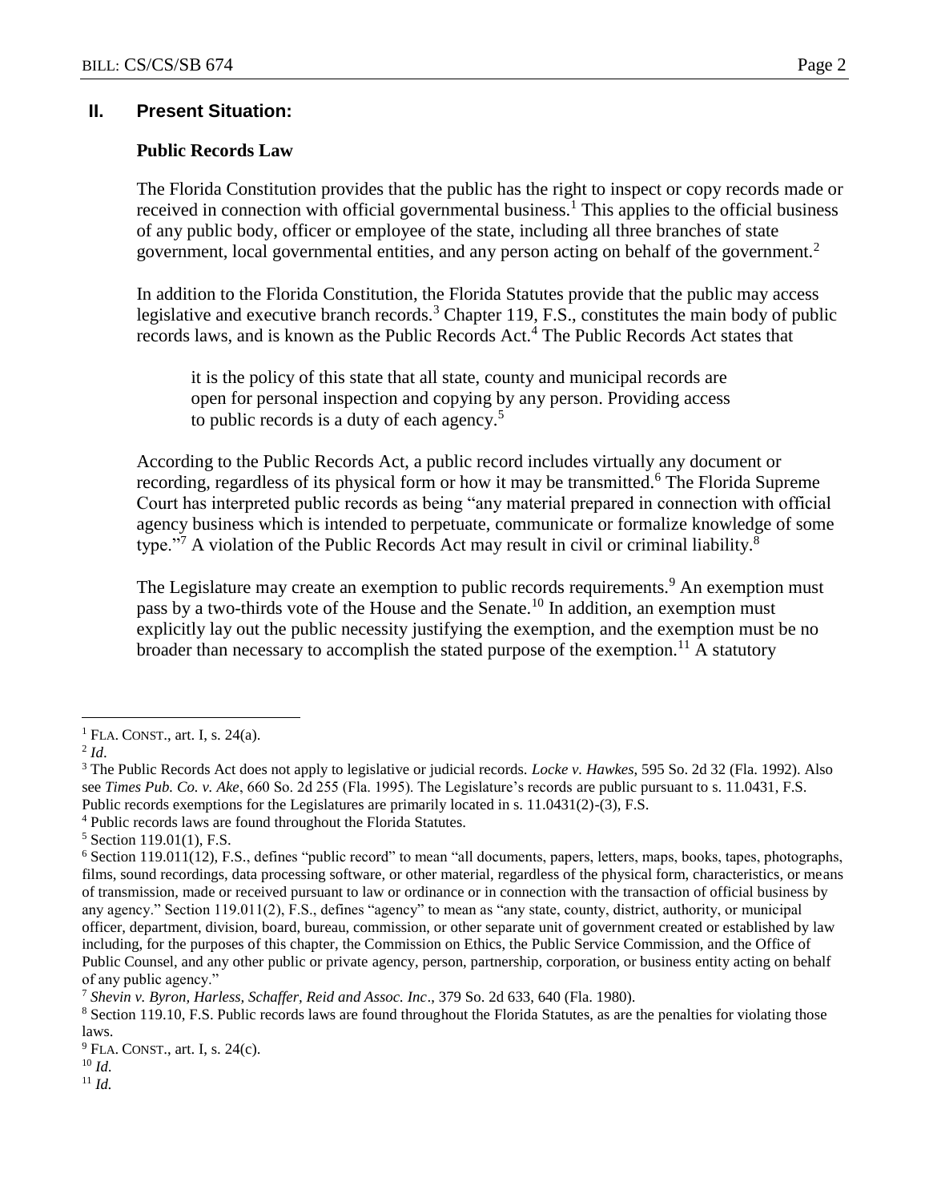## II. Present Situation:

### Public Records Law

The Florida Constitution provides that the public has the right to inspect or copy records made or received in connection with official governmental business.[1] This applies to the official business of any public body, officer or employee of the state, including all three branches of state government, local governmental entities, and any person acting on behalf of the government.[2]

In addition to the Florida Constitution, the Florida Statutes provide that the public may access legislative and executive branch records.[3] Chapter 119, F.S., constitutes the main body of public records laws, and is known as the Public Records Act.[4] The Public Records Act states that

> it is the policy of this state that all state, county and municipal records are open for personal inspection and copying by any person. Providing access to public records is a duty of each agency.[5]

According to the Public Records Act, a public record includes virtually any document or recording, regardless of its physical form or how it may be transmitted.[6] The Florida Supreme Court has interpreted public records as being "any material prepared in connection with official agency business which is intended to perpetuate, communicate or formalize knowledge of some type."[7] A violation of the Public Records Act may result in civil or criminal liability.[8]

The Legislature may create an exemption to public records requirements.[9] An exemption must pass by a two-thirds vote of the House and the Senate.[10] In addition, an exemption must explicitly lay out the public necessity justifying the exemption, and the exemption must be no broader than necessary to accomplish the stated purpose of the exemption.[11] A statutory

---

[1] FLA. CONST., art. I, s. 24(a).

[2] *Id*.

[3] The Public Records Act does not apply to legislative or judicial records. *Locke v. Hawkes*, 595 So. 2d 32 (Fla. 1992). Also see *Times Pub. Co. v. Ake*, 660 So. 2d 255 (Fla. 1995). The Legislature's records are public pursuant to s. 11.0431, F.S. Public records exemptions for the Legislatures are primarily located in s. 11.0431(2)-(3), F.S.

[4] Public records laws are found throughout the Florida Statutes.

[5] Section 119.01(1), F.S.

[6] Section 119.011(12), F.S., defines "public record" to mean "all documents, papers, letters, maps, books, tapes, photographs, films, sound recordings, data processing software, or other material, regardless of the physical form, characteristics, or means of transmission, made or received pursuant to law or ordinance or in connection with the transaction of official business by any agency." Section 119.011(2), F.S., defines "agency" to mean as "any state, county, district, authority, or municipal officer, department, division, board, bureau, commission, or other separate unit of government created or established by law including, for the purposes of this chapter, the Commission on Ethics, the Public Service Commission, and the Office of Public Counsel, and any other public or private agency, person, partnership, corporation, or business entity acting on behalf of any public agency."

[7] *Shevin v. Byron, Harless, Schaffer, Reid and Assoc. Inc*., 379 So. 2d 633, 640 (Fla. 1980).

[8] Section 119.10, F.S. Public records laws are found throughout the Florida Statutes, as are the penalties for violating those laws.

[9] FLA. CONST., art. I, s. 24(c).

[10] *Id.*

[11] *Id.*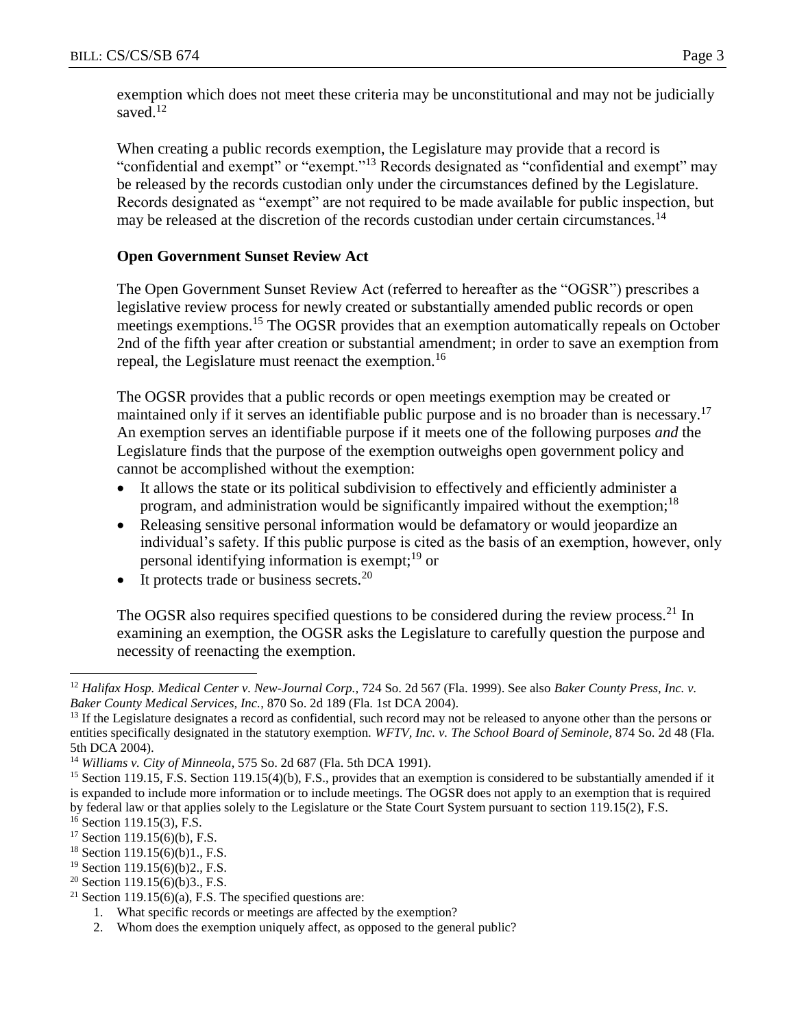exemption which does not meet these criteria may be unconstitutional and may not be judicially saved.[12]

When creating a public records exemption, the Legislature may provide that a record is "confidential and exempt" or "exempt."[13] Records designated as "confidential and exempt" may be released by the records custodian only under the circumstances defined by the Legislature. Records designated as "exempt" are not required to be made available for public inspection, but may be released at the discretion of the records custodian under certain circumstances.[14]

**Open Government Sunset Review Act**

The Open Government Sunset Review Act (referred to hereafter as the "OGSR") prescribes a legislative review process for newly created or substantially amended public records or open meetings exemptions.[15] The OGSR provides that an exemption automatically repeals on October 2nd of the fifth year after creation or substantial amendment; in order to save an exemption from repeal, the Legislature must reenact the exemption.[16]

The OGSR provides that a public records or open meetings exemption may be created or maintained only if it serves an identifiable public purpose and is no broader than is necessary.[17] An exemption serves an identifiable purpose if it meets one of the following purposes *and* the Legislature finds that the purpose of the exemption outweighs open government policy and cannot be accomplished without the exemption:

- It allows the state or its political subdivision to effectively and efficiently administer a program, and administration would be significantly impaired without the exemption;[18]
- Releasing sensitive personal information would be defamatory or would jeopardize an individual's safety. If this public purpose is cited as the basis of an exemption, however, only personal identifying information is exempt;[19] or
- It protects trade or business secrets.[20]

The OGSR also requires specified questions to be considered during the review process.[21] In examining an exemption, the OGSR asks the Legislature to carefully question the purpose and necessity of reenacting the exemption.

---

[12] *Halifax Hosp. Medical Center v. New-Journal Corp.*, 724 So. 2d 567 (Fla. 1999). See also *Baker County Press, Inc. v. Baker County Medical Services, Inc.*, 870 So. 2d 189 (Fla. 1st DCA 2004).

[13] If the Legislature designates a record as confidential, such record may not be released to anyone other than the persons or entities specifically designated in the statutory exemption. *WFTV, Inc. v. The School Board of Seminole*, 874 So. 2d 48 (Fla. 5th DCA 2004).

[14] *Williams v. City of Minneola*, 575 So. 2d 687 (Fla. 5th DCA 1991).

[15] Section 119.15, F.S. Section 119.15(4)(b), F.S., provides that an exemption is considered to be substantially amended if it is expanded to include more information or to include meetings. The OGSR does not apply to an exemption that is required by federal law or that applies solely to the Legislature or the State Court System pursuant to section 119.15(2), F.S.

[16] Section 119.15(3), F.S.

[17] Section 119.15(6)(b), F.S.

[18] Section 119.15(6)(b)1., F.S.

[19] Section 119.15(6)(b)2., F.S.

[20] Section 119.15(6)(b)3., F.S.

[21] Section 119.15(6)(a), F.S. The specified questions are:

1. What specific records or meetings are affected by the exemption?
2. Whom does the exemption uniquely affect, as opposed to the general public?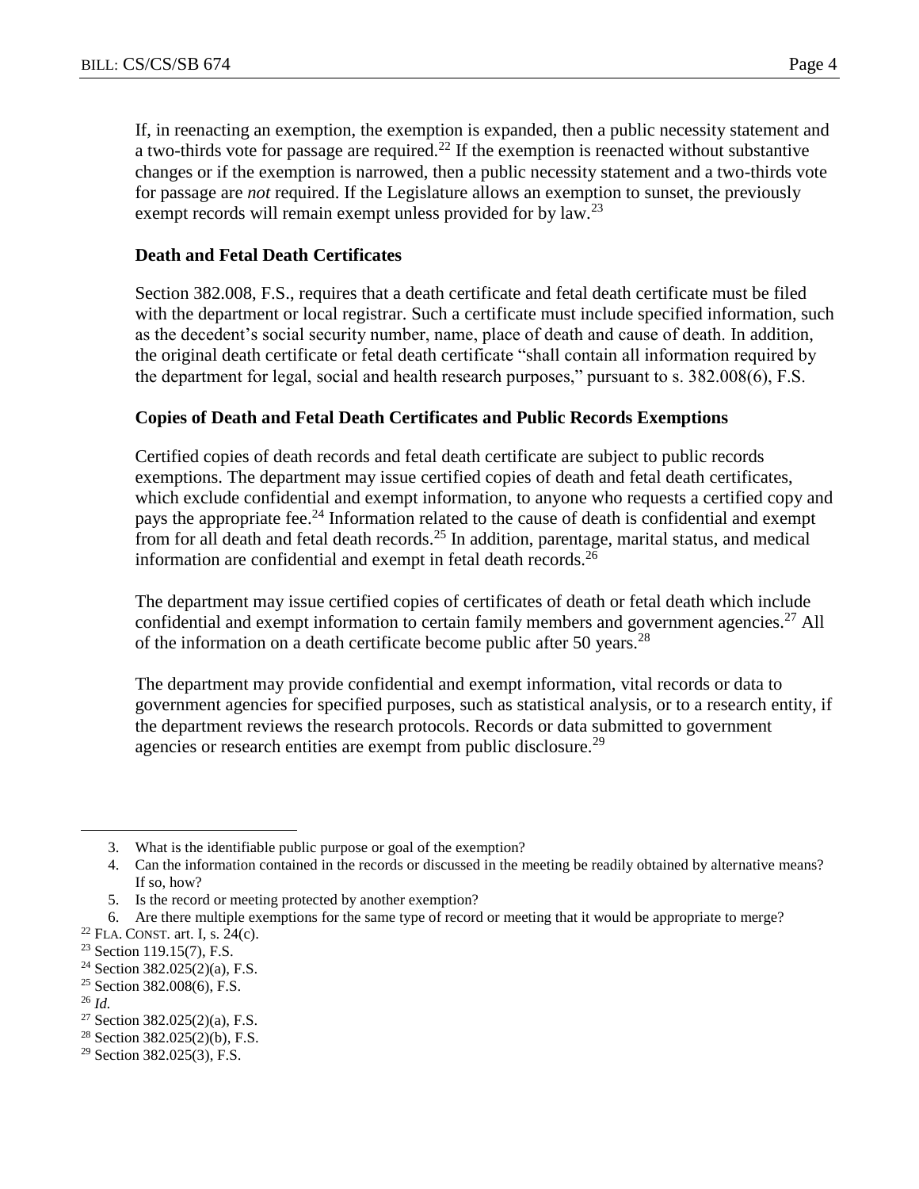If, in reenacting an exemption, the exemption is expanded, then a public necessity statement and a two-thirds vote for passage are required.[22] If the exemption is reenacted without substantive changes or if the exemption is narrowed, then a public necessity statement and a two-thirds vote for passage are *not* required. If the Legislature allows an exemption to sunset, the previously exempt records will remain exempt unless provided for by law.[23]

### Death and Fetal Death Certificates

Section 382.008, F.S., requires that a death certificate and fetal death certificate must be filed with the department or local registrar. Such a certificate must include specified information, such as the decedent's social security number, name, place of death and cause of death. In addition, the original death certificate or fetal death certificate "shall contain all information required by the department for legal, social and health research purposes," pursuant to s. 382.008(6), F.S.

### Copies of Death and Fetal Death Certificates and Public Records Exemptions

Certified copies of death records and fetal death certificate are subject to public records exemptions. The department may issue certified copies of death and fetal death certificates, which exclude confidential and exempt information, to anyone who requests a certified copy and pays the appropriate fee.[24] Information related to the cause of death is confidential and exempt from for all death and fetal death records.[25] In addition, parentage, marital status, and medical information are confidential and exempt in fetal death records.[26]

The department may issue certified copies of certificates of death or fetal death which include confidential and exempt information to certain family members and government agencies.[27] All of the information on a death certificate become public after 50 years.[28]

The department may provide confidential and exempt information, vital records or data to government agencies for specified purposes, such as statistical analysis, or to a research entity, if the department reviews the research protocols. Records or data submitted to government agencies or research entities are exempt from public disclosure.[29]

---

3. What is the identifiable public purpose or goal of the exemption?
4. Can the information contained in the records or discussed in the meeting be readily obtained by alternative means? If so, how?
5. Is the record or meeting protected by another exemption?
6. Are there multiple exemptions for the same type of record or meeting that it would be appropriate to merge?

[22] FLA. CONST. art. I, s. 24(c).

[23] Section 119.15(7), F.S.

[24] Section 382.025(2)(a), F.S.

[25] Section 382.008(6), F.S.

[26] *Id.*

[27] Section 382.025(2)(a), F.S.

[28] Section 382.025(2)(b), F.S.

[29] Section 382.025(3), F.S.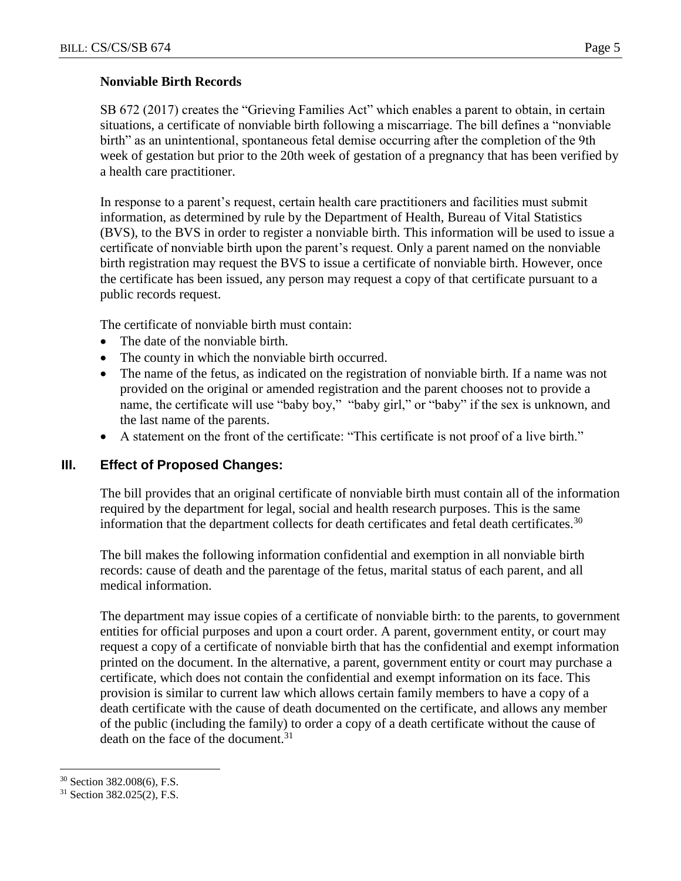**Nonviable Birth Records**

SB 672 (2017) creates the "Grieving Families Act" which enables a parent to obtain, in certain situations, a certificate of nonviable birth following a miscarriage. The bill defines a "nonviable birth" as an unintentional, spontaneous fetal demise occurring after the completion of the 9th week of gestation but prior to the 20th week of gestation of a pregnancy that has been verified by a health care practitioner.

In response to a parent's request, certain health care practitioners and facilities must submit information, as determined by rule by the Department of Health, Bureau of Vital Statistics (BVS), to the BVS in order to register a nonviable birth. This information will be used to issue a certificate of nonviable birth upon the parent's request. Only a parent named on the nonviable birth registration may request the BVS to issue a certificate of nonviable birth. However, once the certificate has been issued, any person may request a copy of that certificate pursuant to a public records request.

The certificate of nonviable birth must contain:

- The date of the nonviable birth.
- The county in which the nonviable birth occurred.
- The name of the fetus, as indicated on the registration of nonviable birth. If a name was not provided on the original or amended registration and the parent chooses not to provide a name, the certificate will use "baby boy," "baby girl," or "baby" if the sex is unknown, and the last name of the parents.
- A statement on the front of the certificate: "This certificate is not proof of a live birth."

## III. Effect of Proposed Changes:

The bill provides that an original certificate of nonviable birth must contain all of the information required by the department for legal, social and health research purposes. This is the same information that the department collects for death certificates and fetal death certificates.[30]

The bill makes the following information confidential and exemption in all nonviable birth records: cause of death and the parentage of the fetus, marital status of each parent, and all medical information.

The department may issue copies of a certificate of nonviable birth: to the parents, to government entities for official purposes and upon a court order. A parent, government entity, or court may request a copy of a certificate of nonviable birth that has the confidential and exempt information printed on the document. In the alternative, a parent, government entity or court may purchase a certificate, which does not contain the confidential and exempt information on its face. This provision is similar to current law which allows certain family members to have a copy of a death certificate with the cause of death documented on the certificate, and allows any member of the public (including the family) to order a copy of a death certificate without the cause of death on the face of the document.[31]

---

[30] Section 382.008(6), F.S.

[31] Section 382.025(2), F.S.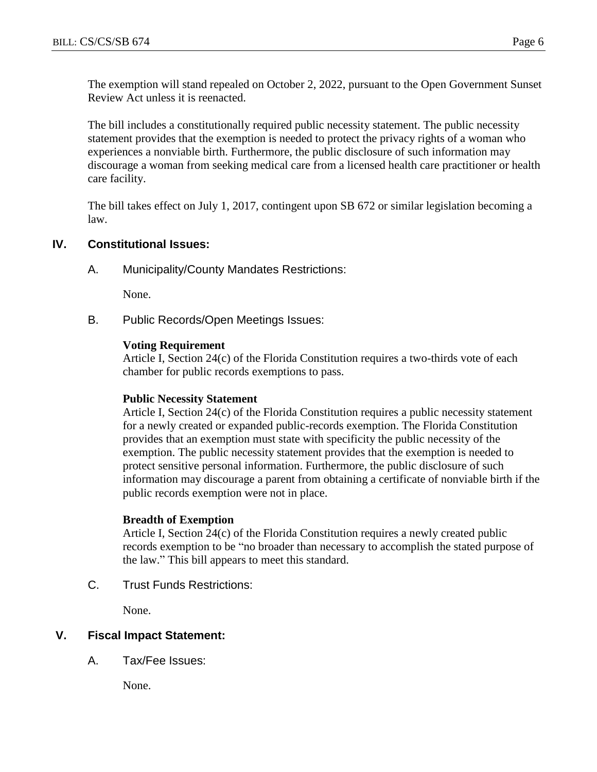The exemption will stand repealed on October 2, 2022, pursuant to the Open Government Sunset Review Act unless it is reenacted.

The bill includes a constitutionally required public necessity statement. The public necessity statement provides that the exemption is needed to protect the privacy rights of a woman who experiences a nonviable birth. Furthermore, the public disclosure of such information may discourage a woman from seeking medical care from a licensed health care practitioner or health care facility.

The bill takes effect on July 1, 2017, contingent upon SB 672 or similar legislation becoming a law.

## IV. Constitutional Issues:

### A. Municipality/County Mandates Restrictions:

None.

### B. Public Records/Open Meetings Issues:

**Voting Requirement**
Article I, Section 24(c) of the Florida Constitution requires a two-thirds vote of each chamber for public records exemptions to pass.

**Public Necessity Statement**
Article I, Section 24(c) of the Florida Constitution requires a public necessity statement for a newly created or expanded public-records exemption. The Florida Constitution provides that an exemption must state with specificity the public necessity of the exemption. The public necessity statement provides that the exemption is needed to protect sensitive personal information. Furthermore, the public disclosure of such information may discourage a parent from obtaining a certificate of nonviable birth if the public records exemption were not in place.

**Breadth of Exemption**
Article I, Section 24(c) of the Florida Constitution requires a newly created public records exemption to be "no broader than necessary to accomplish the stated purpose of the law." This bill appears to meet this standard.

### C. Trust Funds Restrictions:

None.

## V. Fiscal Impact Statement:

### A. Tax/Fee Issues:

None.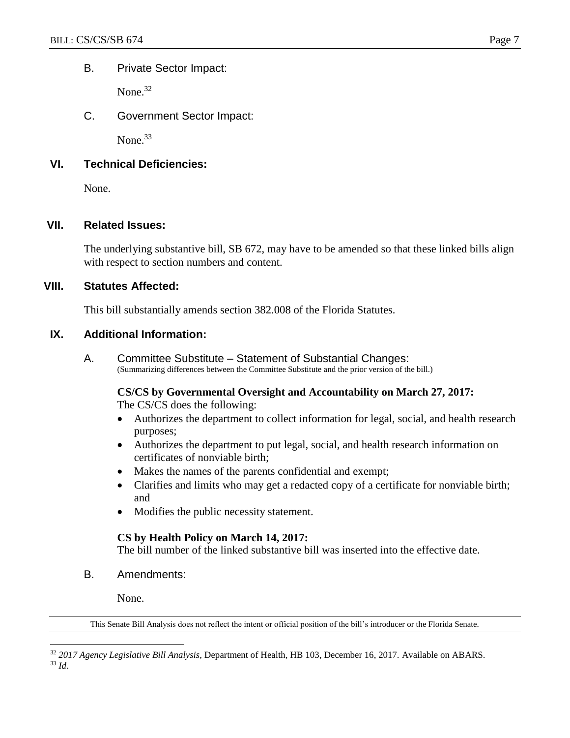B. Private Sector Impact:

None.[32]

C. Government Sector Impact:

None.[33]

## VI. Technical Deficiencies:

None.

## VII. Related Issues:

The underlying substantive bill, SB 672, may have to be amended so that these linked bills align with respect to section numbers and content.

## VIII. Statutes Affected:

This bill substantially amends section 382.008 of the Florida Statutes.

## IX. Additional Information:

A. Committee Substitute – Statement of Substantial Changes:
(Summarizing differences between the Committee Substitute and the prior version of the bill.)

**CS/CS by Governmental Oversight and Accountability on March 27, 2017:**
The CS/CS does the following:

- Authorizes the department to collect information for legal, social, and health research purposes;
- Authorizes the department to put legal, social, and health research information on certificates of nonviable birth;
- Makes the names of the parents confidential and exempt;
- Clarifies and limits who may get a redacted copy of a certificate for nonviable birth; and
- Modifies the public necessity statement.

**CS by Health Policy on March 14, 2017:**
The bill number of the linked substantive bill was inserted into the effective date.

B. Amendments:

None.

This Senate Bill Analysis does not reflect the intent or official position of the bill's introducer or the Florida Senate.

---

[32] *2017 Agency Legislative Bill Analysis*, Department of Health, HB 103, December 16, 2017. Available on ABARS.
[33] *Id*.